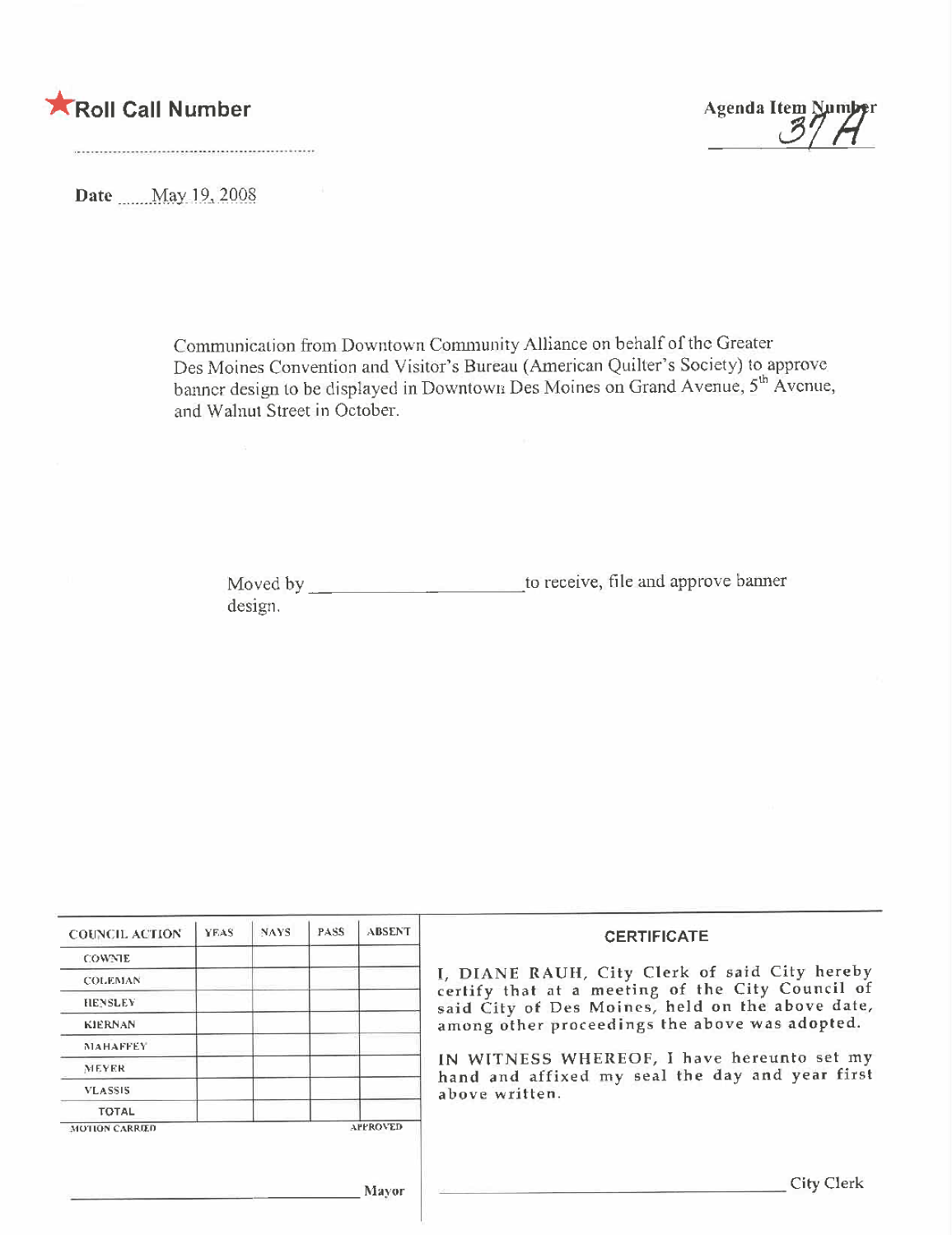★**Roll Call Number**

**Agenda Item Number** 37A

**Date** May 19, 2008

Communication from Downtown Community Alliance on behalf of the Greater Des Moines Convention and Visitor's Bureau (American Quilter's Society) to approve banner design to be displayed in Downtown Des Moines on Grand Avenue, 5th Avenue, and Walnut Street in October.

Moved by ____________________ to receive, file and approve banner design.

| COUNCIL ACTION | YEAS | NAYS | PASS | ABSENT |
|---|---|---|---|---|
| COWNIE | | | | |
| COLEMAN | | | | |
| HENSLEY | | | | |
| KIERNAN | | | | |
| MAHAFFEY | | | | |
| MEYER | | | | |
| VLASSIS | | | | |
| TOTAL | | | | |

MOTION CARRIED APPROVED

____________________ Mayor

**CERTIFICATE**

I, DIANE RAUH, City Clerk of said City hereby certify that at a meeting of the City Council of said City of Des Moines, held on the above date, among other proceedings the above was adopted.

IN WITNESS WHEREOF, I have hereunto set my hand and affixed my seal the day and year first above written.

____________________ City Clerk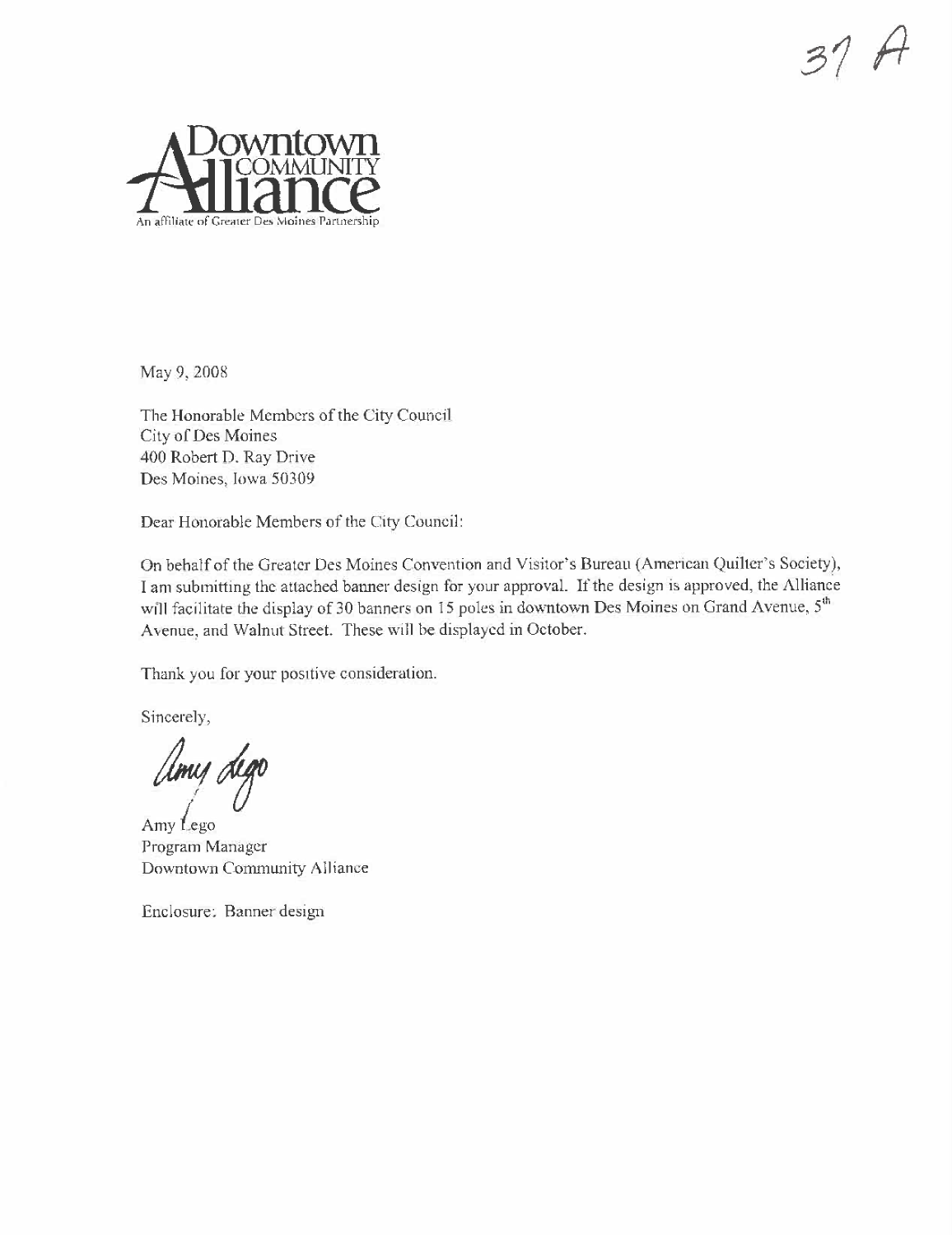37 A

Downtown
COMMUNITY
Alliance
An affiliate of Greater Des Moines Partnership

May 9, 2008

The Honorable Members of the City Council
City of Des Moines
400 Robert D. Ray Drive
Des Moines, Iowa 50309

Dear Honorable Members of the City Council:

On behalf of the Greater Des Moines Convention and Visitor's Bureau (American Quilter's Society), I am submitting the attached banner design for your approval. If the design is approved, the Alliance will facilitate the display of 30 banners on 15 poles in downtown Des Moines on Grand Avenue, 5th Avenue, and Walnut Street. These will be displayed in October.

Thank you for your positive consideration.

Sincerely,

Amy Lego

Amy Lego
Program Manager
Downtown Community Alliance

Enclosure: Banner design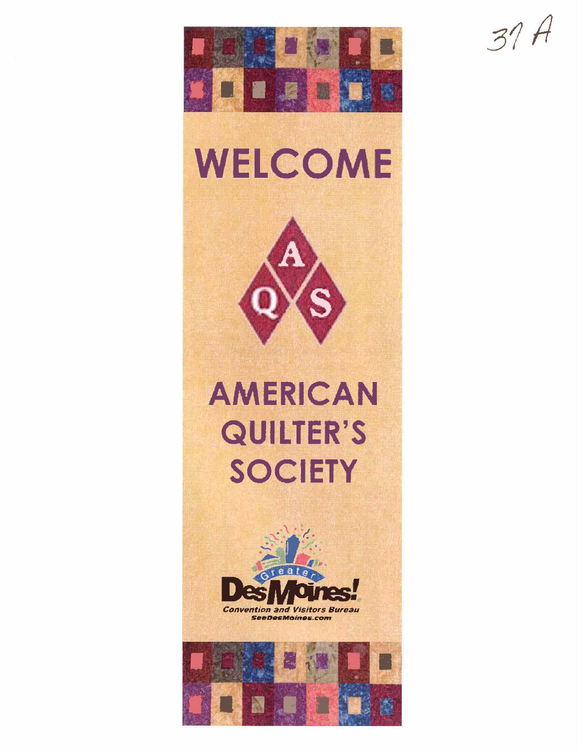37 A

# WELCOME

A
Q S

# AMERICAN QUILTER'S SOCIETY

Greater

**Des Moines!**

*Convention and Visitors Bureau*

*SeeDesMoines.com*